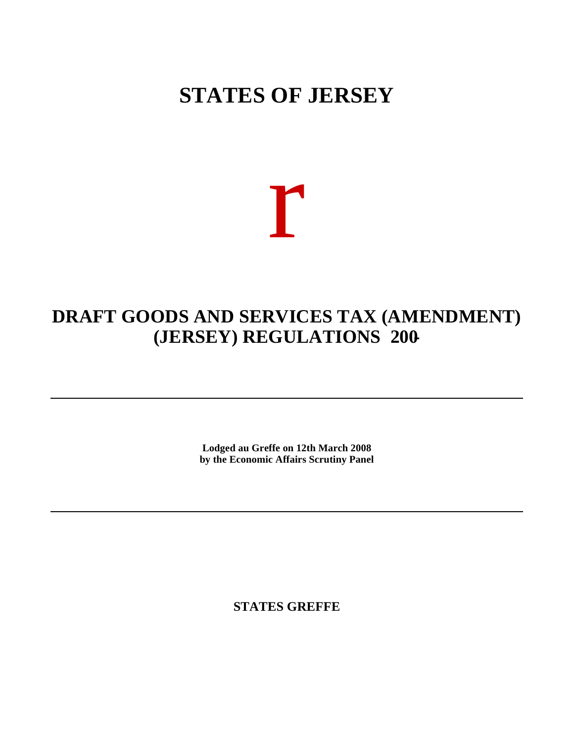# STATES OF JERSEY

r

## DRAFT GOODS AND SERVICES TAX (AMENDMENT) (JERSEY) REGULATIONS 200-

---

**Lodged au Greffe on 12th March 2008**
**by the Economic Affairs Scrutiny Panel**

---

**STATES GREFFE**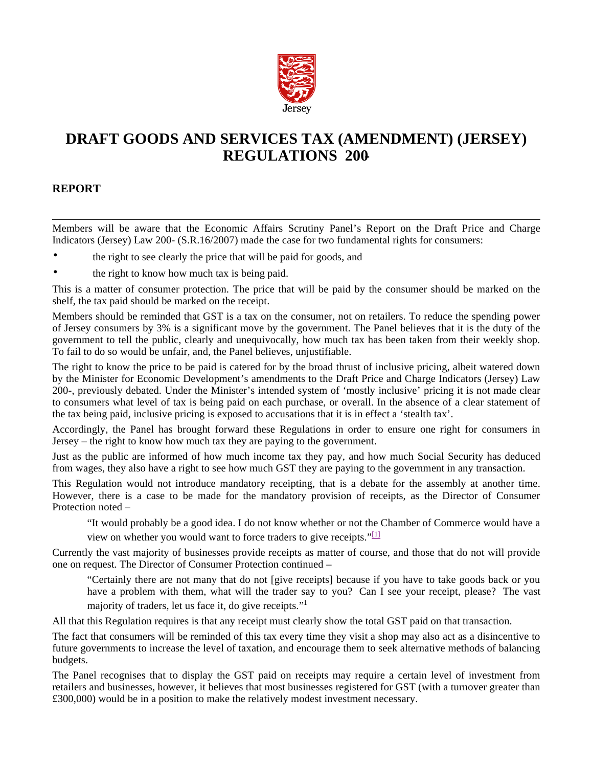# DRAFT GOODS AND SERVICES TAX (AMENDMENT) (JERSEY) REGULATIONS 200-

## REPORT

Members will be aware that the Economic Affairs Scrutiny Panel's Report on the Draft Price and Charge Indicators (Jersey) Law 200- (S.R.16/2007) made the case for two fundamental rights for consumers:

- the right to see clearly the price that will be paid for goods, and
- the right to know how much tax is being paid.

This is a matter of consumer protection. The price that will be paid by the consumer should be marked on the shelf, the tax paid should be marked on the receipt.

Members should be reminded that GST is a tax on the consumer, not on retailers. To reduce the spending power of Jersey consumers by 3% is a significant move by the government. The Panel believes that it is the duty of the government to tell the public, clearly and unequivocally, how much tax has been taken from their weekly shop. To fail to do so would be unfair, and, the Panel believes, unjustifiable.

The right to know the price to be paid is catered for by the broad thrust of inclusive pricing, albeit watered down by the Minister for Economic Development's amendments to the Draft Price and Charge Indicators (Jersey) Law 200-, previously debated. Under the Minister's intended system of 'mostly inclusive' pricing it is not made clear to consumers what level of tax is being paid on each purchase, or overall. In the absence of a clear statement of the tax being paid, inclusive pricing is exposed to accusations that it is in effect a 'stealth tax'.

Accordingly, the Panel has brought forward these Regulations in order to ensure one right for consumers in Jersey – the right to know how much tax they are paying to the government.

Just as the public are informed of how much income tax they pay, and how much Social Security has deduced from wages, they also have a right to see how much GST they are paying to the government in any transaction.

This Regulation would not introduce mandatory receipting, that is a debate for the assembly at another time. However, there is a case to be made for the mandatory provision of receipts, as the Director of Consumer Protection noted –

> "It would probably be a good idea. I do not know whether or not the Chamber of Commerce would have a view on whether you would want to force traders to give receipts."[1]

Currently the vast majority of businesses provide receipts as matter of course, and those that do not will provide one on request. The Director of Consumer Protection continued –

> "Certainly there are not many that do not [give receipts] because if you have to take goods back or you have a problem with them, what will the trader say to you? Can I see your receipt, please? The vast majority of traders, let us face it, do give receipts."[1]

All that this Regulation requires is that any receipt must clearly show the total GST paid on that transaction.

The fact that consumers will be reminded of this tax every time they visit a shop may also act as a disincentive to future governments to increase the level of taxation, and encourage them to seek alternative methods of balancing budgets.

The Panel recognises that to display the GST paid on receipts may require a certain level of investment from retailers and businesses, however, it believes that most businesses registered for GST (with a turnover greater than £300,000) would be in a position to make the relatively modest investment necessary.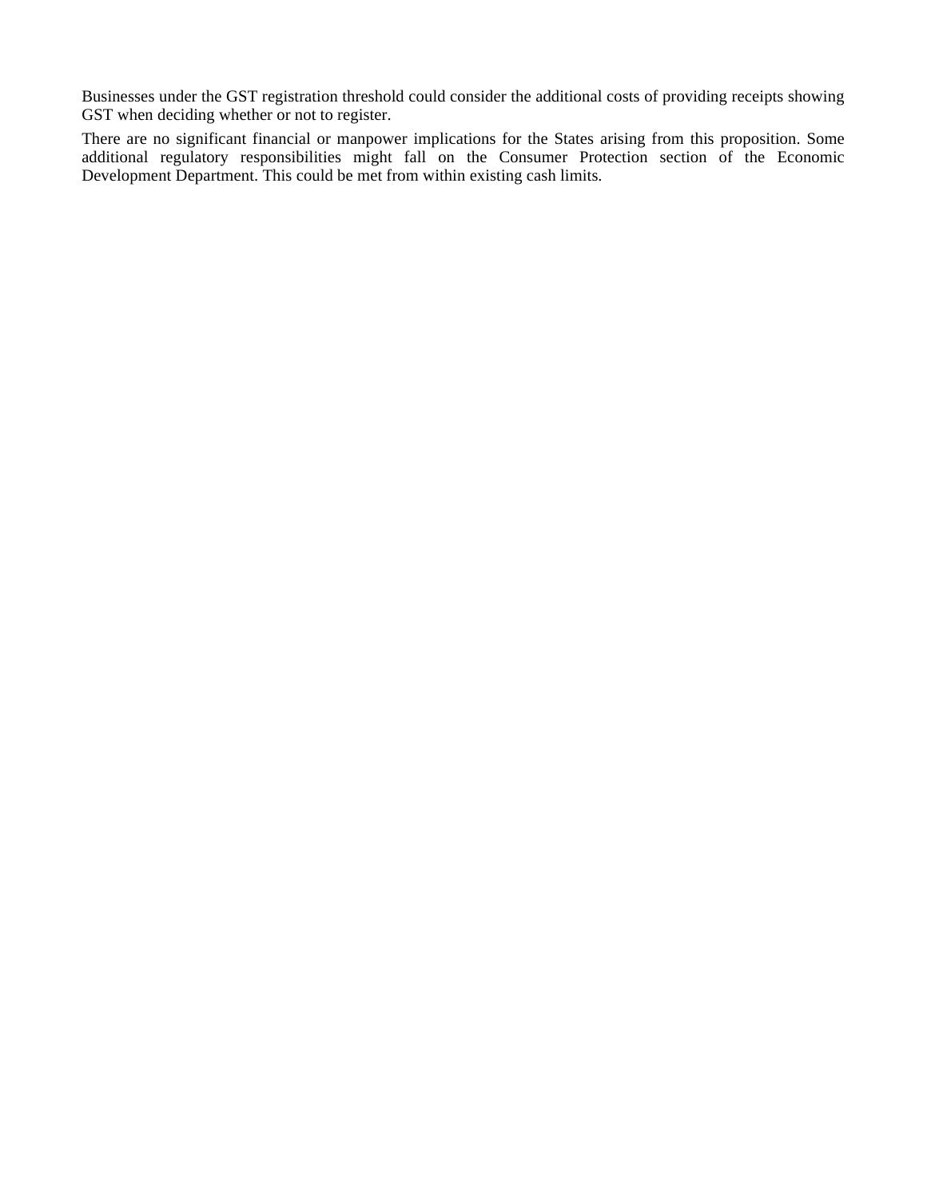Businesses under the GST registration threshold could consider the additional costs of providing receipts showing GST when deciding whether or not to register.

There are no significant financial or manpower implications for the States arising from this proposition. Some additional regulatory responsibilities might fall on the Consumer Protection section of the Economic Development Department. This could be met from within existing cash limits.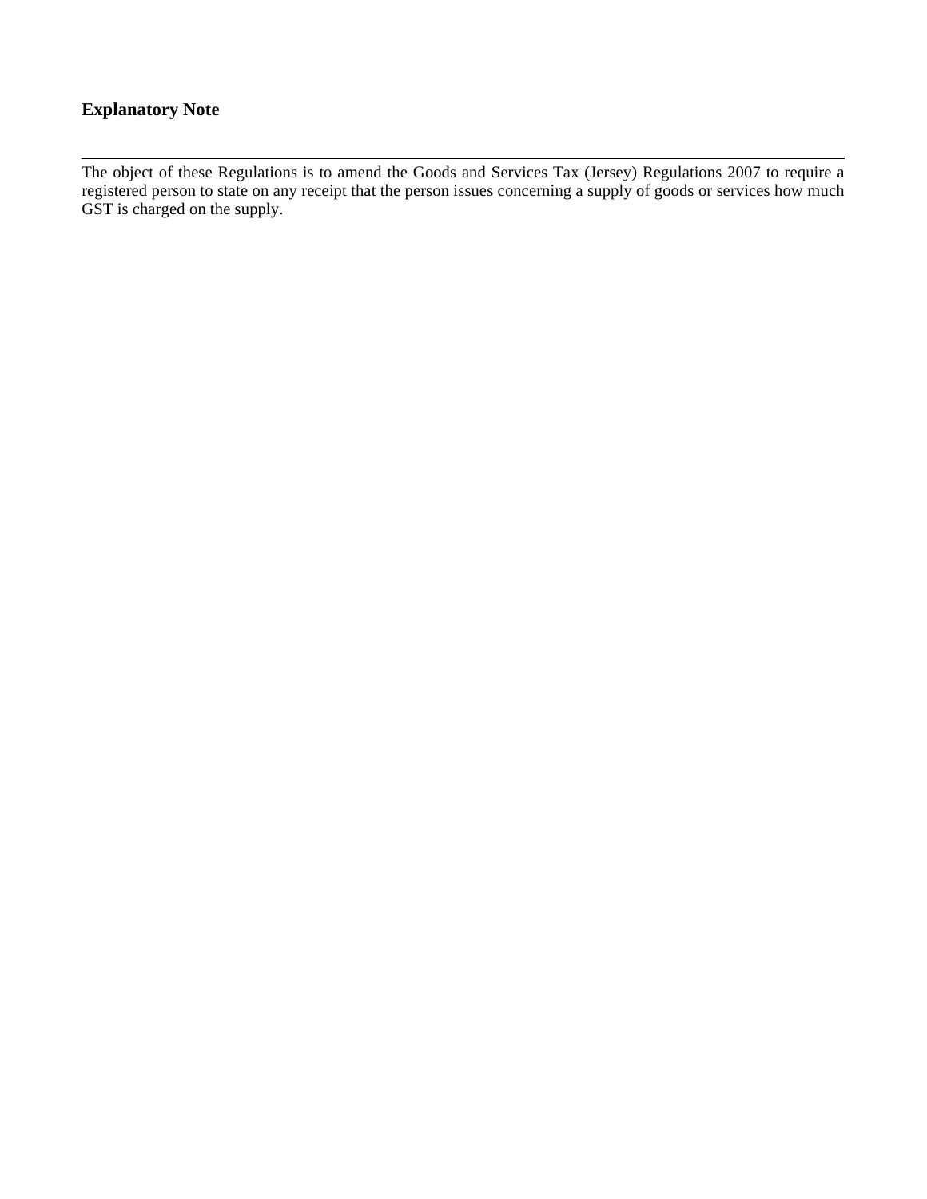## Explanatory Note

---

The object of these Regulations is to amend the Goods and Services Tax (Jersey) Regulations 2007 to require a registered person to state on any receipt that the person issues concerning a supply of goods or services how much GST is charged on the supply.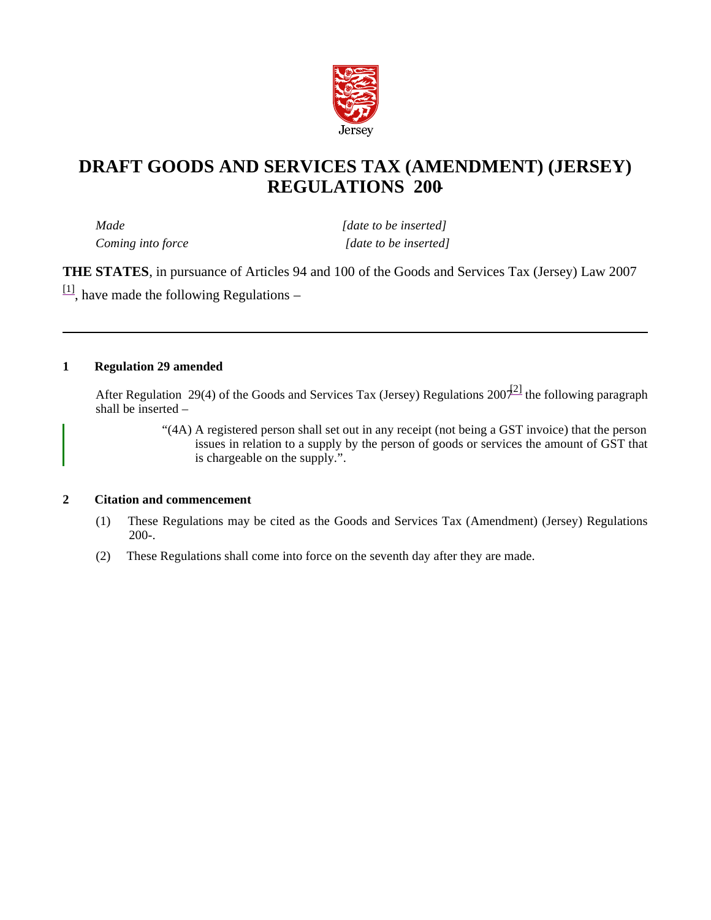Jersey

# DRAFT GOODS AND SERVICES TAX (AMENDMENT) (JERSEY) REGULATIONS 200-

*Made* *[date to be inserted]*

*Coming into force* *[date to be inserted]*

**THE STATES**, in pursuance of Articles 94 and 100 of the Goods and Services Tax (Jersey) Law 2007 [1], have made the following Regulations –

---

### 1 Regulation 29 amended

After Regulation 29(4) of the Goods and Services Tax (Jersey) Regulations 2007[2] the following paragraph shall be inserted –

> "(4A) A registered person shall set out in any receipt (not being a GST invoice) that the person issues in relation to a supply by the person of goods or services the amount of GST that is chargeable on the supply.".

### 2 Citation and commencement

(1) These Regulations may be cited as the Goods and Services Tax (Amendment) (Jersey) Regulations 200-.

(2) These Regulations shall come into force on the seventh day after they are made.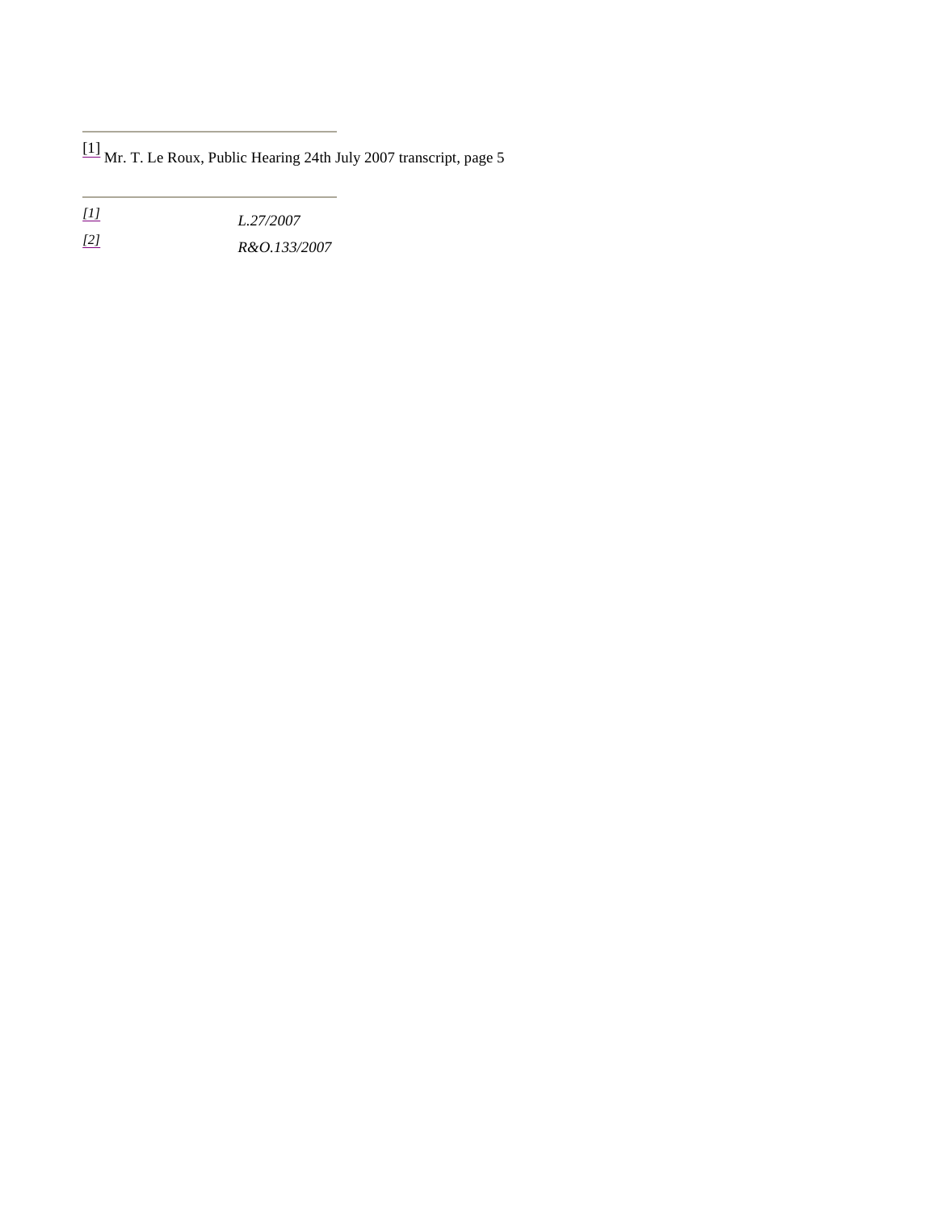---

[1] Mr. T. Le Roux, Public Hearing 24th July 2007 transcript, page 5

---

*[1]* *L.27/2007*

*[2]* *R&O.133/2007*